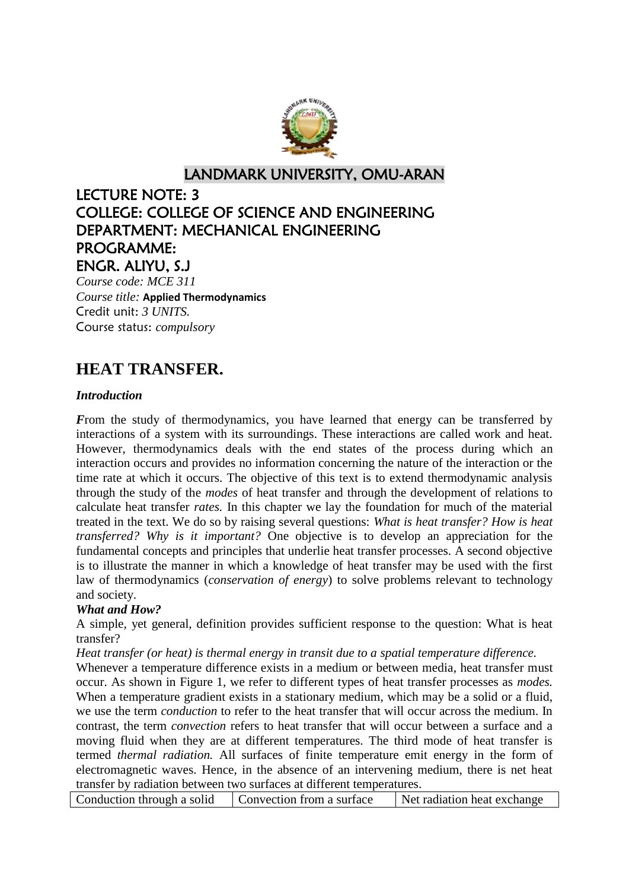LANDMARK UNIVERSITY, OMU-ARAN

LECTURE NOTE: 3
COLLEGE: COLLEGE OF SCIENCE AND ENGINEERING
DEPARTMENT: MECHANICAL ENGINEERING
PROGRAMME:
ENGR. ALIYU, S.J

*Course code: MCE 311*
*Course title:* **Applied Thermodynamics**
Credit unit: *3 UNITS.*
Course status: *compulsory*

# HEAT TRANSFER.

### *Introduction*

***F***rom the study of thermodynamics, you have learned that energy can be transferred by interactions of a system with its surroundings. These interactions are called work and heat. However, thermodynamics deals with the end states of the process during which an interaction occurs and provides no information concerning the nature of the interaction or the time rate at which it occurs. The objective of this text is to extend thermodynamic analysis through the study of the *modes* of heat transfer and through the development of relations to calculate heat transfer *rates.* In this chapter we lay the foundation for much of the material treated in the text. We do so by raising several questions: *What is heat transfer? How is heat transferred? Why is it important?* One objective is to develop an appreciation for the fundamental concepts and principles that underlie heat transfer processes. A second objective is to illustrate the manner in which a knowledge of heat transfer may be used with the first law of thermodynamics (*conservation of energy*) to solve problems relevant to technology and society.

### *What and How?*

A simple, yet general, definition provides sufficient response to the question: What is heat transfer?

*Heat transfer (or heat) is thermal energy in transit due to a spatial temperature difference.*

Whenever a temperature difference exists in a medium or between media, heat transfer must occur. As shown in Figure 1, we refer to different types of heat transfer processes as *modes.* When a temperature gradient exists in a stationary medium, which may be a solid or a fluid, we use the term *conduction* to refer to the heat transfer that will occur across the medium. In contrast, the term *convection* refers to heat transfer that will occur between a surface and a moving fluid when they are at different temperatures. The third mode of heat transfer is termed *thermal radiation.* All surfaces of finite temperature emit energy in the form of electromagnetic waves. Hence, in the absence of an intervening medium, there is net heat transfer by radiation between two surfaces at different temperatures.

| Conduction through a solid | Convection from a surface | Net radiation heat exchange |
|---|---|---|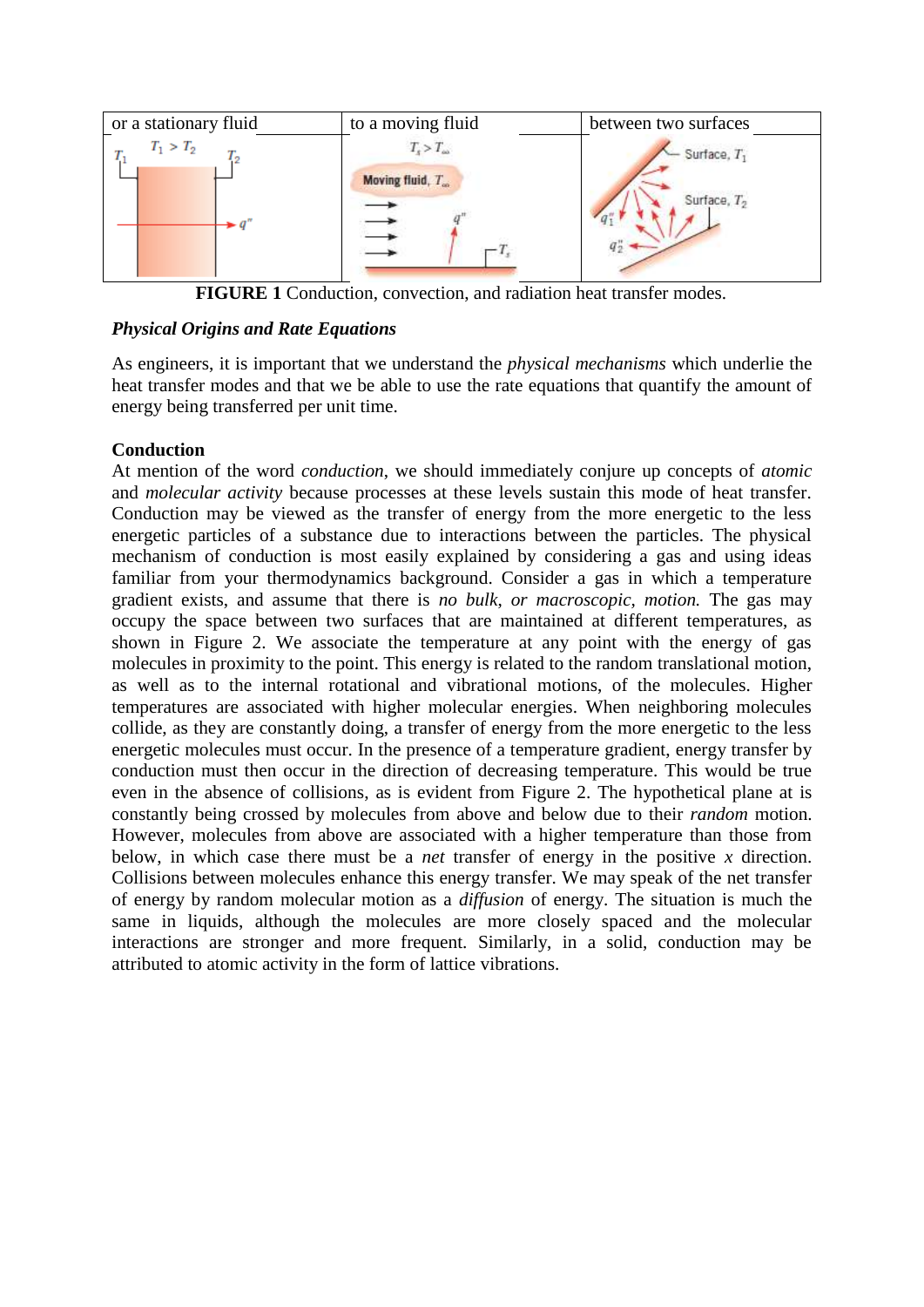| or a stationary fluid | to a moving fluid | between two surfaces |
| --- | --- | --- |
| $T_1 > T_2$ | $T_s > T_\infty$ | |

**FIGURE 1** Conduction, convection, and radiation heat transfer modes.

***Physical Origins and Rate Equations***

As engineers, it is important that we understand the *physical mechanisms* which underlie the heat transfer modes and that we be able to use the rate equations that quantify the amount of energy being transferred per unit time.

**Conduction**

At mention of the word *conduction*, we should immediately conjure up concepts of *atomic* and *molecular activity* because processes at these levels sustain this mode of heat transfer. Conduction may be viewed as the transfer of energy from the more energetic to the less energetic particles of a substance due to interactions between the particles. The physical mechanism of conduction is most easily explained by considering a gas and using ideas familiar from your thermodynamics background. Consider a gas in which a temperature gradient exists, and assume that there is *no bulk, or macroscopic, motion.* The gas may occupy the space between two surfaces that are maintained at different temperatures, as shown in Figure 2. We associate the temperature at any point with the energy of gas molecules in proximity to the point. This energy is related to the random translational motion, as well as to the internal rotational and vibrational motions, of the molecules. Higher temperatures are associated with higher molecular energies. When neighboring molecules collide, as they are constantly doing, a transfer of energy from the more energetic to the less energetic molecules must occur. In the presence of a temperature gradient, energy transfer by conduction must then occur in the direction of decreasing temperature. This would be true even in the absence of collisions, as is evident from Figure 2. The hypothetical plane at is constantly being crossed by molecules from above and below due to their *random* motion. However, molecules from above are associated with a higher temperature than those from below, in which case there must be a *net* transfer of energy in the positive $x$ direction. Collisions between molecules enhance this energy transfer. We may speak of the net transfer of energy by random molecular motion as a *diffusion* of energy. The situation is much the same in liquids, although the molecules are more closely spaced and the molecular interactions are stronger and more frequent. Similarly, in a solid, conduction may be attributed to atomic activity in the form of lattice vibrations.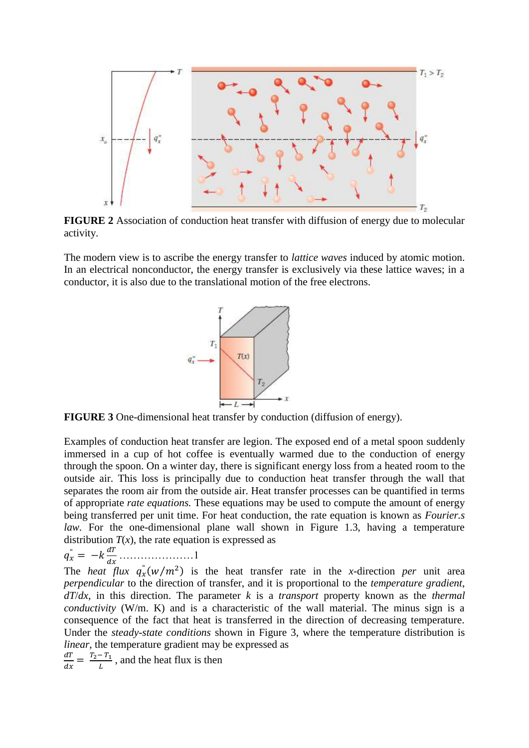**FIGURE 2** Association of conduction heat transfer with diffusion of energy due to molecular activity.

The modern view is to ascribe the energy transfer to *lattice waves* induced by atomic motion. In an electrical nonconductor, the energy transfer is exclusively via these lattice waves; in a conductor, it is also due to the translational motion of the free electrons.

**FIGURE 3** One-dimensional heat transfer by conduction (diffusion of energy).

Examples of conduction heat transfer are legion. The exposed end of a metal spoon suddenly immersed in a cup of hot coffee is eventually warmed due to the conduction of energy through the spoon. On a winter day, there is significant energy loss from a heated room to the outside air. This loss is principally due to conduction heat transfer through the wall that separates the room air from the outside air. Heat transfer processes can be quantified in terms of appropriate *rate equations.* These equations may be used to compute the amount of energy being transferred per unit time. For heat conduction, the rate equation is known as *Fourier.s law*. For the one-dimensional plane wall shown in Figure 1.3, having a temperature distribution $T(x)$, the rate equation is expressed as

$$q_x^{"} = -k\frac{dT}{dx} \ldots\ldots\ldots\ldots\ldots\ldots\ldots 1$$

The *heat flux* $q_x^{"}(w/m^2)$ is the heat transfer rate in the *x*-direction *per* unit area *perpendicular* to the direction of transfer, and it is proportional to the *temperature gradient*, $dT/dx$, in this direction. The parameter $k$ is a *transport* property known as the *thermal conductivity* (W/m. K) and is a characteristic of the wall material. The minus sign is a consequence of the fact that heat is transferred in the direction of decreasing temperature. Under the *steady-state conditions* shown in Figure 3, where the temperature distribution is *linear*, the temperature gradient may be expressed as

$\frac{dT}{dx} = \frac{T_2 - T_1}{L}$, and the heat flux is then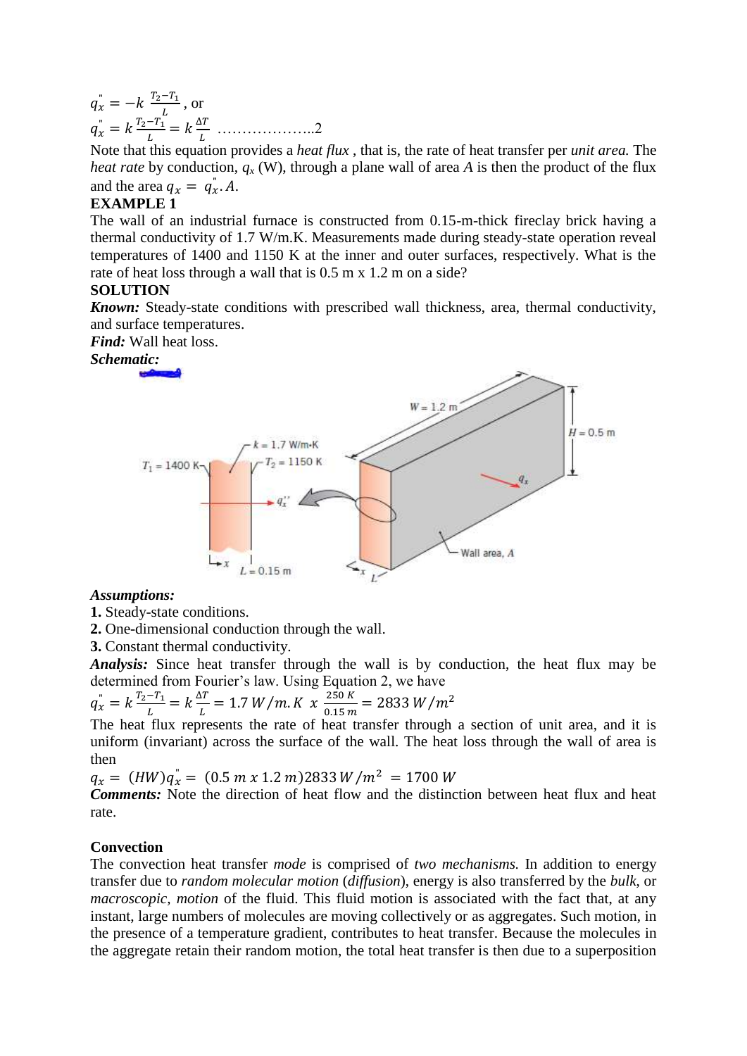$$q_x'' = -k\,\frac{T_2 - T_1}{L}, \text{ or}$$

$$q_x'' = k\,\frac{T_2 - T_1}{L} = k\,\frac{\Delta T}{L} \quad \ldots\ldots\ldots\ldots\ldots\ldots..2$$

Note that this equation provides a *heat flux* , that is, the rate of heat transfer per *unit area.* The *heat rate* by conduction, $q_x$ (W), through a plane wall of area *A* is then the product of the flux and the area $q_x = q_x''.A$.

**EXAMPLE 1**

The wall of an industrial furnace is constructed from 0.15-m-thick fireclay brick having a thermal conductivity of 1.7 W/m.K. Measurements made during steady-state operation reveal temperatures of 1400 and 1150 K at the inner and outer surfaces, respectively. What is the rate of heat loss through a wall that is 0.5 m x 1.2 m on a side?

**SOLUTION**

***Known:*** Steady-state conditions with prescribed wall thickness, area, thermal conductivity, and surface temperatures.

***Find:*** Wall heat loss.

***Schematic:***

***Assumptions:***

**1.** Steady-state conditions.

**2.** One-dimensional conduction through the wall.

**3.** Constant thermal conductivity.

***Analysis:*** Since heat transfer through the wall is by conduction, the heat flux may be determined from Fourier's law. Using Equation 2, we have

$$q_x'' = k\,\frac{T_2 - T_1}{L} = k\,\frac{\Delta T}{L} = 1.7\,W/m.K \;\; x \;\; \frac{250\;K}{0.15\;m} = 2833\,W/m^2$$

The heat flux represents the rate of heat transfer through a section of unit area, and it is uniform (invariant) across the surface of the wall. The heat loss through the wall of area is then

$$q_x = (HW)q_x'' = (0.5\;m\;x\;1.2\;m)2833\,W/m^2 = 1700\;W$$

***Comments:*** Note the direction of heat flow and the distinction between heat flux and heat rate.

**Convection**

The convection heat transfer *mode* is comprised of *two mechanisms.* In addition to energy transfer due to *random molecular motion* (*diffusion*), energy is also transferred by the *bulk*, or *macroscopic, motion* of the fluid. This fluid motion is associated with the fact that, at any instant, large numbers of molecules are moving collectively or as aggregates. Such motion, in the presence of a temperature gradient, contributes to heat transfer. Because the molecules in the aggregate retain their random motion, the total heat transfer is then due to a superposition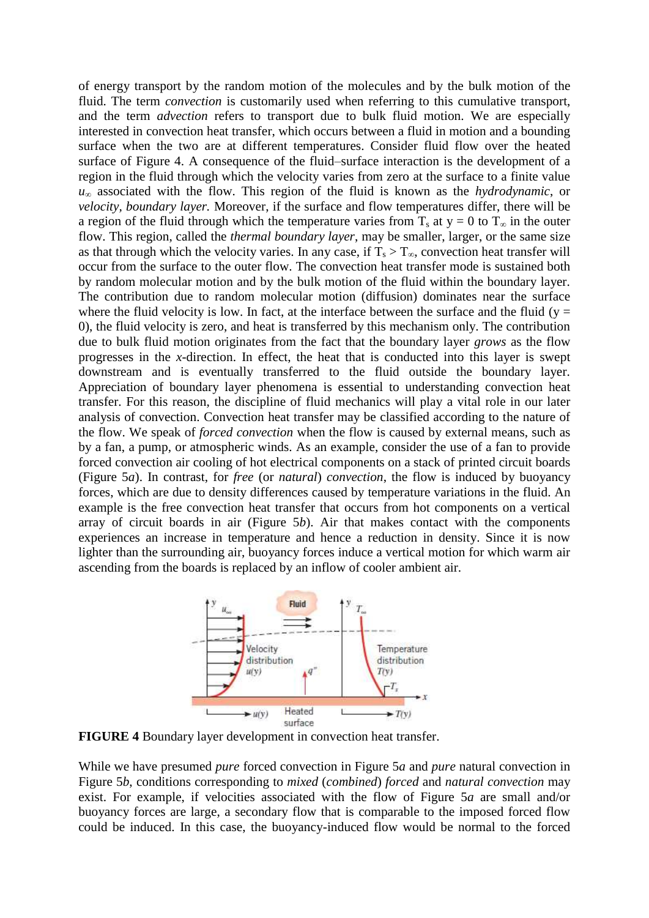of energy transport by the random motion of the molecules and by the bulk motion of the fluid. The term *convection* is customarily used when referring to this cumulative transport, and the term *advection* refers to transport due to bulk fluid motion. We are especially interested in convection heat transfer, which occurs between a fluid in motion and a bounding surface when the two are at different temperatures. Consider fluid flow over the heated surface of Figure 4. A consequence of the fluid–surface interaction is the development of a region in the fluid through which the velocity varies from zero at the surface to a finite value $u_\infty$ associated with the flow. This region of the fluid is known as the *hydrodynamic*, or *velocity, boundary layer.* Moreover, if the surface and flow temperatures differ, there will be a region of the fluid through which the temperature varies from $T_s$ at $y = 0$ to $T_\infty$ in the outer flow. This region, called the *thermal boundary layer*, may be smaller, larger, or the same size as that through which the velocity varies. In any case, if $T_s > T_\infty$, convection heat transfer will occur from the surface to the outer flow. The convection heat transfer mode is sustained both by random molecular motion and by the bulk motion of the fluid within the boundary layer. The contribution due to random molecular motion (diffusion) dominates near the surface where the fluid velocity is low. In fact, at the interface between the surface and the fluid ($y = 0$), the fluid velocity is zero, and heat is transferred by this mechanism only. The contribution due to bulk fluid motion originates from the fact that the boundary layer *grows* as the flow progresses in the *x*-direction. In effect, the heat that is conducted into this layer is swept downstream and is eventually transferred to the fluid outside the boundary layer. Appreciation of boundary layer phenomena is essential to understanding convection heat transfer. For this reason, the discipline of fluid mechanics will play a vital role in our later analysis of convection. Convection heat transfer may be classified according to the nature of the flow. We speak of *forced convection* when the flow is caused by external means, such as by a fan, a pump, or atmospheric winds. As an example, consider the use of a fan to provide forced convection air cooling of hot electrical components on a stack of printed circuit boards (Figure 5*a*). In contrast, for *free* (or *natural*) *convection*, the flow is induced by buoyancy forces, which are due to density differences caused by temperature variations in the fluid. An example is the free convection heat transfer that occurs from hot components on a vertical array of circuit boards in air (Figure 5*b*). Air that makes contact with the components experiences an increase in temperature and hence a reduction in density. Since it is now lighter than the surrounding air, buoyancy forces induce a vertical motion for which warm air ascending from the boards is replaced by an inflow of cooler ambient air.

y
$u_\infty$
Fluid
y
$T_\infty$
Velocity distribution $u(y)$
$q''$
Temperature distribution $T(y)$
$T_s$
x
$u(y)$
Heated surface
$T(y)$

**FIGURE 4** Boundary layer development in convection heat transfer.

While we have presumed *pure* forced convection in Figure 5*a* and *pure* natural convection in Figure 5*b*, conditions corresponding to *mixed* (*combined*) *forced* and *natural convection* may exist. For example, if velocities associated with the flow of Figure 5*a* are small and/or buoyancy forces are large, a secondary flow that is comparable to the imposed forced flow could be induced. In this case, the buoyancy-induced flow would be normal to the forced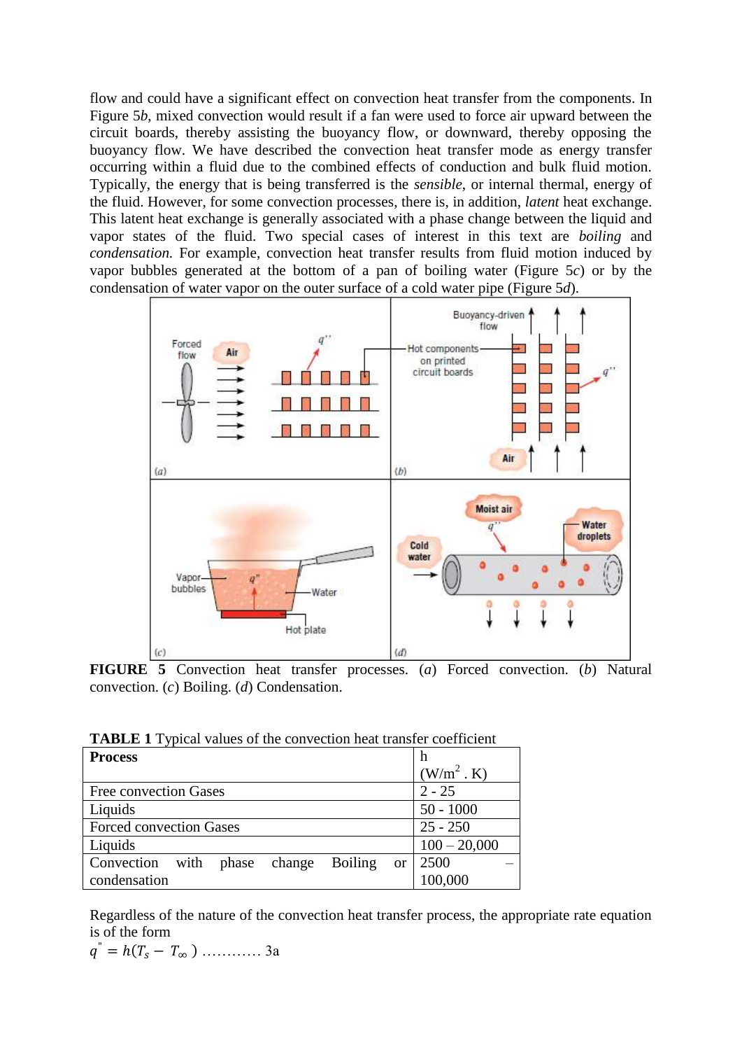flow and could have a significant effect on convection heat transfer from the components. In Figure 5*b*, mixed convection would result if a fan were used to force air upward between the circuit boards, thereby assisting the buoyancy flow, or downward, thereby opposing the buoyancy flow. We have described the convection heat transfer mode as energy transfer occurring within a fluid due to the combined effects of conduction and bulk fluid motion. Typically, the energy that is being transferred is the *sensible*, or internal thermal, energy of the fluid. However, for some convection processes, there is, in addition, *latent* heat exchange. This latent heat exchange is generally associated with a phase change between the liquid and vapor states of the fluid. Two special cases of interest in this text are *boiling* and *condensation.* For example, convection heat transfer results from fluid motion induced by vapor bubbles generated at the bottom of a pan of boiling water (Figure 5*c*) or by the condensation of water vapor on the outer surface of a cold water pipe (Figure 5*d*).

**FIGURE 5** Convection heat transfer processes. (*a*) Forced convection. (*b*) Natural convection. (*c*) Boiling. (*d*) Condensation.

**TABLE 1** Typical values of the convection heat transfer coefficient

| **Process** | h ($W/m^2 \cdot K$) |
|---|---|
| Free convection Gases | 2 - 25 |
| Liquids | 50 - 1000 |
| Forced convection Gases | 25 - 250 |
| Liquids | 100 – 20,000 |
| Convection with phase change Boiling or condensation | 2500 – 100,000 |

Regardless of the nature of the convection heat transfer process, the appropriate rate equation is of the form

$$q'' = h(T_s - T_\infty) \quad \text{………… 3a}$$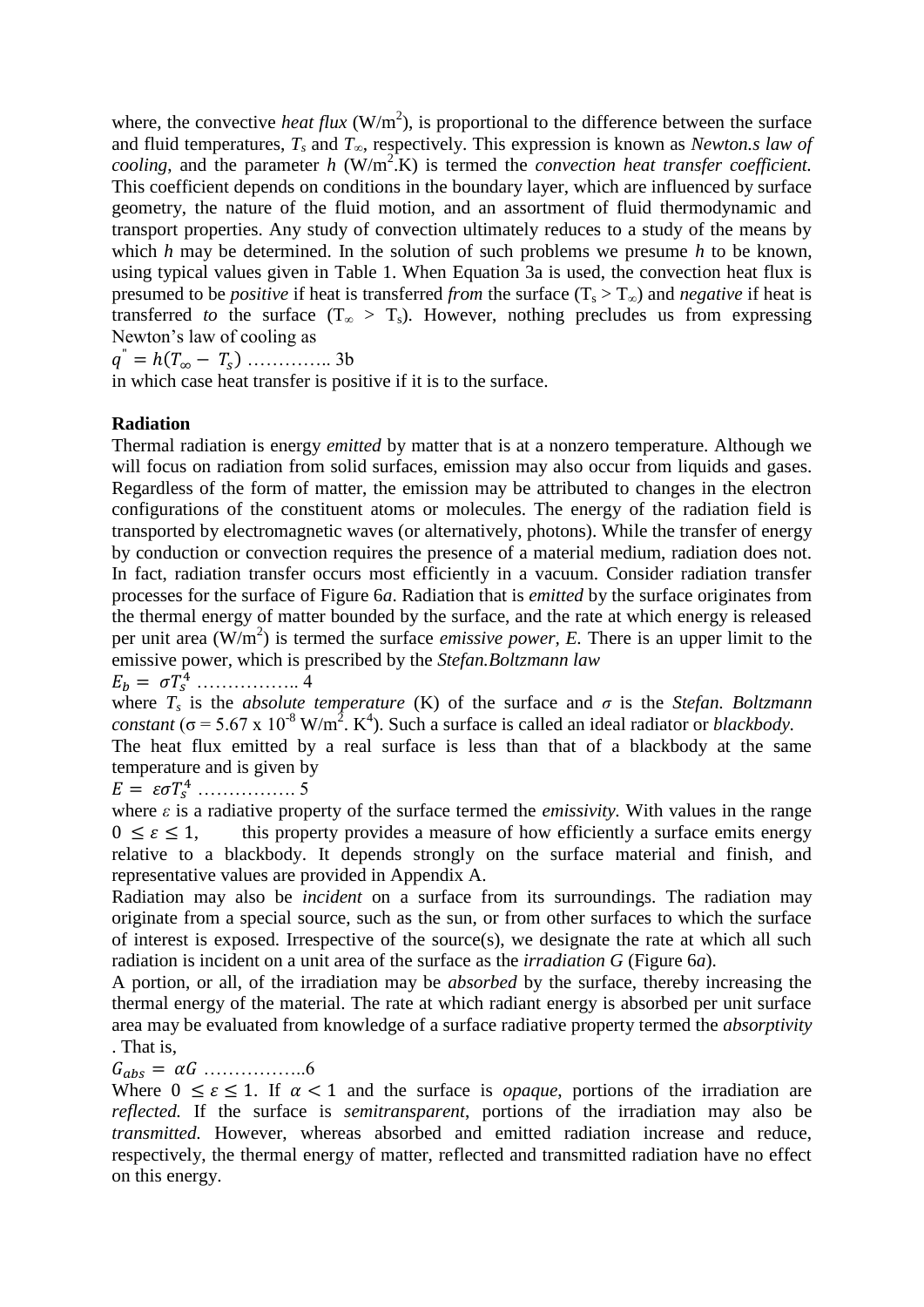where, the convective *heat flux* (W/m$^2$), is proportional to the difference between the surface and fluid temperatures, $T_s$ and $T_\infty$, respectively. This expression is known as *Newton.s law of cooling*, and the parameter $h$ (W/m$^2$.K) is termed the *convection heat transfer coefficient.* This coefficient depends on conditions in the boundary layer, which are influenced by surface geometry, the nature of the fluid motion, and an assortment of fluid thermodynamic and transport properties. Any study of convection ultimately reduces to a study of the means by which $h$ may be determined. In the solution of such problems we presume $h$ to be known, using typical values given in Table 1. When Equation 3a is used, the convection heat flux is presumed to be *positive* if heat is transferred *from* the surface ($T_s > T_\infty$) and *negative* if heat is transferred *to* the surface ($T_\infty > T_s$). However, nothing precludes us from expressing Newton's law of cooling as

$q'' = h(T_\infty - T_s)$ ………….. 3b

in which case heat transfer is positive if it is to the surface.

**Radiation**

Thermal radiation is energy *emitted* by matter that is at a nonzero temperature. Although we will focus on radiation from solid surfaces, emission may also occur from liquids and gases. Regardless of the form of matter, the emission may be attributed to changes in the electron configurations of the constituent atoms or molecules. The energy of the radiation field is transported by electromagnetic waves (or alternatively, photons). While the transfer of energy by conduction or convection requires the presence of a material medium, radiation does not. In fact, radiation transfer occurs most efficiently in a vacuum. Consider radiation transfer processes for the surface of Figure 6*a*. Radiation that is *emitted* by the surface originates from the thermal energy of matter bounded by the surface, and the rate at which energy is released per unit area (W/m$^2$) is termed the surface *emissive power, E*. There is an upper limit to the emissive power, which is prescribed by the *Stefan.Boltzmann law*

$E_b = \sigma T_s^4$ …………….. 4

where $T_s$ is the *absolute temperature* (K) of the surface and $\sigma$ is the *Stefan. Boltzmann constant* ($\sigma = 5.67 \times 10^{-8}$ W/m$^2$. K$^4$). Such a surface is called an ideal radiator or *blackbody.*

The heat flux emitted by a real surface is less than that of a blackbody at the same temperature and is given by

$E = \varepsilon\sigma T_s^4$ ……………. 5

where $\varepsilon$ is a radiative property of the surface termed the *emissivity.* With values in the range $0 \leq \varepsilon \leq 1$, this property provides a measure of how efficiently a surface emits energy relative to a blackbody. It depends strongly on the surface material and finish, and representative values are provided in Appendix A.

Radiation may also be *incident* on a surface from its surroundings. The radiation may originate from a special source, such as the sun, or from other surfaces to which the surface of interest is exposed. Irrespective of the source(s), we designate the rate at which all such radiation is incident on a unit area of the surface as the *irradiation G* (Figure 6*a*).

A portion, or all, of the irradiation may be *absorbed* by the surface, thereby increasing the thermal energy of the material. The rate at which radiant energy is absorbed per unit surface area may be evaluated from knowledge of a surface radiative property termed the *absorptivity* . That is,

$G_{abs} = \alpha G$ ……………..6

Where $0 \leq \varepsilon \leq 1$. If $\alpha < 1$ and the surface is *opaque*, portions of the irradiation are *reflected.* If the surface is *semitransparent*, portions of the irradiation may also be *transmitted.* However, whereas absorbed and emitted radiation increase and reduce, respectively, the thermal energy of matter, reflected and transmitted radiation have no effect on this energy.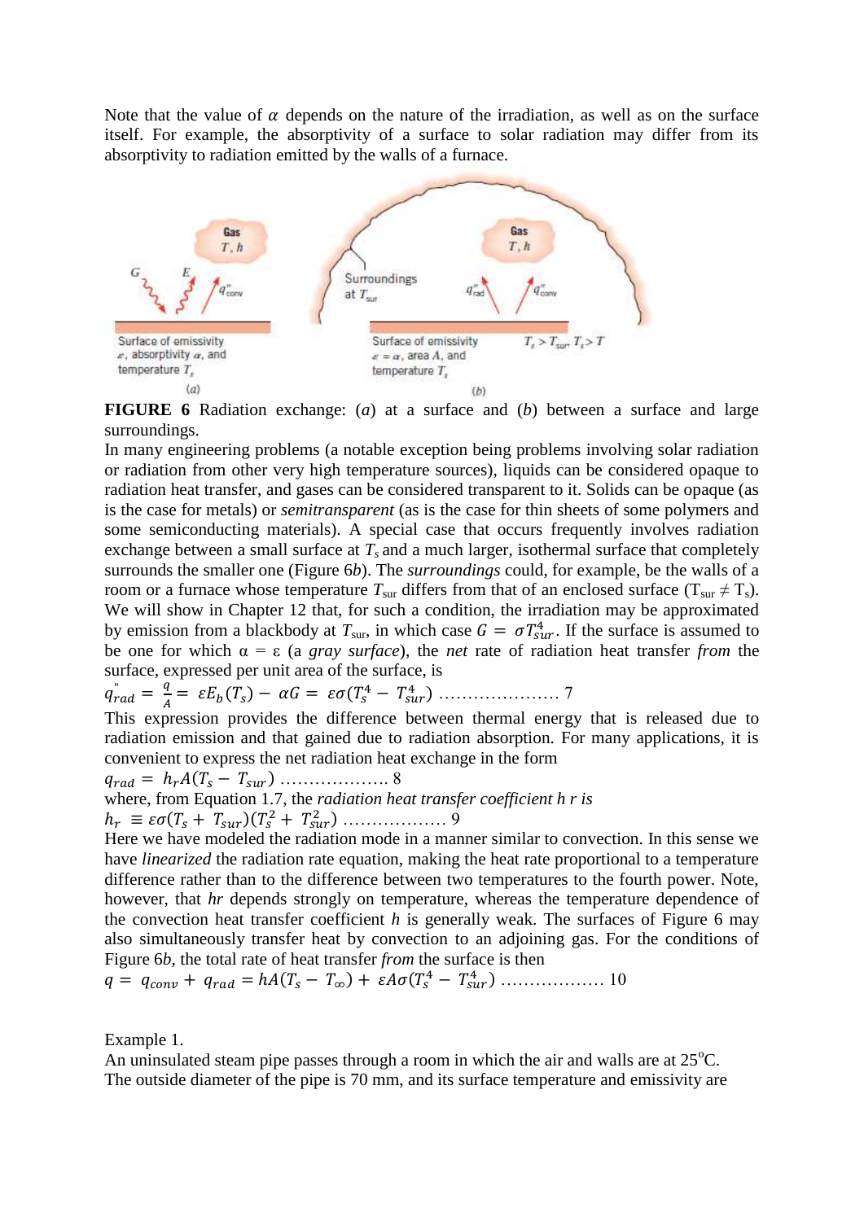Note that the value of $\alpha$ depends on the nature of the irradiation, as well as on the surface itself. For example, the absorptivity of a surface to solar radiation may differ from its absorptivity to radiation emitted by the walls of a furnace.

**FIGURE 6** Radiation exchange: (*a*) at a surface and (*b*) between a surface and large surroundings.

In many engineering problems (a notable exception being problems involving solar radiation or radiation from other very high temperature sources), liquids can be considered opaque to radiation heat transfer, and gases can be considered transparent to it. Solids can be opaque (as is the case for metals) or *semitransparent* (as is the case for thin sheets of some polymers and some semiconducting materials). A special case that occurs frequently involves radiation exchange between a small surface at $T_s$ and a much larger, isothermal surface that completely surrounds the smaller one (Figure 6*b*). The *surroundings* could, for example, be the walls of a room or a furnace whose temperature $T_{sur}$ differs from that of an enclosed surface ($T_{sur} \neq T_s$). We will show in Chapter 12 that, for such a condition, the irradiation may be approximated by emission from a blackbody at $T_{sur}$, in which case $G = \sigma T_{sur}^4$. If the surface is assumed to be one for which $\alpha = \varepsilon$ (a *gray surface*), the *net* rate of radiation heat transfer *from* the surface, expressed per unit area of the surface, is

$$q''_{rad} = \frac{q}{A} = \varepsilon E_b(T_s) - \alpha G = \varepsilon\sigma(T_s^4 - T_{sur}^4) \quad \ldots\ldots\ldots\ldots\ldots\ldots\ldots\ldots \; 7$$

This expression provides the difference between thermal energy that is released due to radiation emission and that gained due to radiation absorption. For many applications, it is convenient to express the net radiation heat exchange in the form

$$q_{rad} = h_r A(T_s - T_{sur}) \quad \ldots\ldots\ldots\ldots\ldots\ldots \; 8$$

where, from Equation 1.7, the *radiation heat transfer coefficient h r is*

$$h_r \equiv \varepsilon\sigma(T_s + T_{sur})(T_s^2 + T_{sur}^2) \quad \ldots\ldots\ldots\ldots\ldots\ldots \; 9$$

Here we have modeled the radiation mode in a manner similar to convection. In this sense we have *linearized* the radiation rate equation, making the heat rate proportional to a temperature difference rather than to the difference between two temperatures to the fourth power. Note, however, that *hr* depends strongly on temperature, whereas the temperature dependence of the convection heat transfer coefficient *h* is generally weak. The surfaces of Figure 6 may also simultaneously transfer heat by convection to an adjoining gas. For the conditions of Figure 6*b*, the total rate of heat transfer *from* the surface is then

$$q = q_{conv} + q_{rad} = hA(T_s - T_\infty) + \varepsilon A\sigma(T_s^4 - T_{sur}^4) \quad \ldots\ldots\ldots\ldots\ldots\ldots \; 10$$

Example 1.

An uninsulated steam pipe passes through a room in which the air and walls are at 25°C. The outside diameter of the pipe is 70 mm, and its surface temperature and emissivity are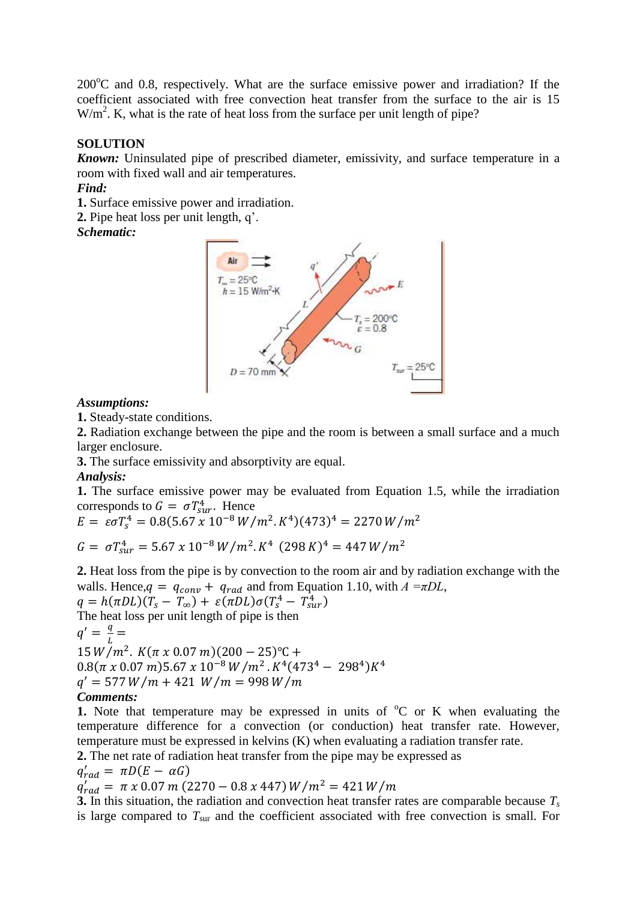200°C and 0.8, respectively. What are the surface emissive power and irradiation? If the coefficient associated with free convection heat transfer from the surface to the air is 15 $W/m^2.K$, what is the rate of heat loss from the surface per unit length of pipe?

**SOLUTION**

***Known:*** Uninsulated pipe of prescribed diameter, emissivity, and surface temperature in a room with fixed wall and air temperatures.

***Find:***

**1.** Surface emissive power and irradiation.

**2.** Pipe heat loss per unit length, q'.

***Schematic:***

***Assumptions:***

**1.** Steady-state conditions.

**2.** Radiation exchange between the pipe and the room is between a small surface and a much larger enclosure.

**3.** The surface emissivity and absorptivity are equal.

***Analysis:***

**1.** The surface emissive power may be evaluated from Equation 1.5, while the irradiation corresponds to $G = \sigma T_{sur}^4$. Hence

$$E = \varepsilon\sigma T_s^4 = 0.8(5.67 \times 10^{-8}\, W/m^2.K^4)(473)^4 = 2270\, W/m^2$$

$$G = \sigma T_{sur}^4 = 5.67 \times 10^{-8}\, W/m^2.K^4 \ (298\, K)^4 = 447\, W/m^2$$

**2.** Heat loss from the pipe is by convection to the room air and by radiation exchange with the walls. Hence, $q = q_{conv} + q_{rad}$ and from Equation 1.10, with $A = \pi DL$,

$$q = h(\pi DL)(T_s - T_\infty) + \varepsilon(\pi DL)\sigma(T_s^4 - T_{sur}^4)$$

The heat loss per unit length of pipe is then

$$q' = \frac{q}{L} =$$

$$15\, W/m^2.\ K(\pi \times 0.07\, m)(200 - 25)℃ +$$

$$0.8(\pi \times 0.07\, m)5.67 \times 10^{-8}\, W/m^2.K^4(473^4 - 298^4)K^4$$

$$q' = 577\, W/m + 421\ W/m = 998\, W/m$$

***Comments:***

**1.** Note that temperature may be expressed in units of °C or K when evaluating the temperature difference for a convection (or conduction) heat transfer rate. However, temperature must be expressed in kelvins (K) when evaluating a radiation transfer rate.

**2.** The net rate of radiation heat transfer from the pipe may be expressed as

$$q'_{rad} = \pi D(E - \alpha G)$$

$$q'_{rad} = \pi \times 0.07\, m\, (2270 - 0.8 \times 447)\, W/m^2 = 421\, W/m$$

**3.** In this situation, the radiation and convection heat transfer rates are comparable because $T_s$ is large compared to $T_{sur}$ and the coefficient associated with free convection is small. For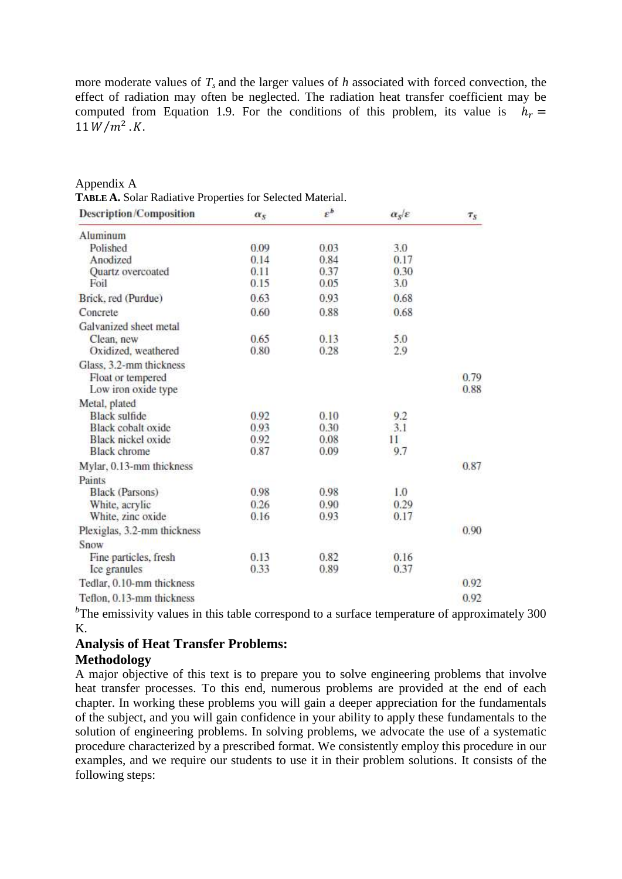more moderate values of $T_s$ and the larger values of $h$ associated with forced convection, the effect of radiation may often be neglected. The radiation heat transfer coefficient may be computed from Equation 1.9. For the conditions of this problem, its value is $h_r = 11\, W/m^2.K$.

Appendix A

**TABLE A.** Solar Radiative Properties for Selected Material.

| Description/Composition | $\alpha_S$ | $\varepsilon^b$ | $\alpha_S/\varepsilon$ | $\tau_S$ |
|---|---|---|---|---|
| Aluminum | | | | |
| Polished | 0.09 | 0.03 | 3.0 | |
| Anodized | 0.14 | 0.84 | 0.17 | |
| Quartz overcoated | 0.11 | 0.37 | 0.30 | |
| Foil | 0.15 | 0.05 | 3.0 | |
| Brick, red (Purdue) | 0.63 | 0.93 | 0.68 | |
| Concrete | 0.60 | 0.88 | 0.68 | |
| Galvanized sheet metal | | | | |
| Clean, new | 0.65 | 0.13 | 5.0 | |
| Oxidized, weathered | 0.80 | 0.28 | 2.9 | |
| Glass, 3.2-mm thickness | | | | |
| Float or tempered | | | | 0.79 |
| Low iron oxide type | | | | 0.88 |
| Metal, plated | | | | |
| Black sulfide | 0.92 | 0.10 | 9.2 | |
| Black cobalt oxide | 0.93 | 0.30 | 3.1 | |
| Black nickel oxide | 0.92 | 0.08 | 11 | |
| Black chrome | 0.87 | 0.09 | 9.7 | |
| Mylar, 0.13-mm thickness | | | | 0.87 |
| Paints | | | | |
| Black (Parsons) | 0.98 | 0.98 | 1.0 | |
| White, acrylic | 0.26 | 0.90 | 0.29 | |
| White, zinc oxide | 0.16 | 0.93 | 0.17 | |
| Plexiglas, 3.2-mm thickness | | | | 0.90 |
| Snow | | | | |
| Fine particles, fresh | 0.13 | 0.82 | 0.16 | |
| Ice granules | 0.33 | 0.89 | 0.37 | |
| Tedlar, 0.10-mm thickness | | | | 0.92 |
| Teflon, 0.13-mm thickness | | | | 0.92 |

[b]The emissivity values in this table correspond to a surface temperature of approximately 300 K.

## Analysis of Heat Transfer Problems:

## Methodology

A major objective of this text is to prepare you to solve engineering problems that involve heat transfer processes. To this end, numerous problems are provided at the end of each chapter. In working these problems you will gain a deeper appreciation for the fundamentals of the subject, and you will gain confidence in your ability to apply these fundamentals to the solution of engineering problems. In solving problems, we advocate the use of a systematic procedure characterized by a prescribed format. We consistently employ this procedure in our examples, and we require our students to use it in their problem solutions. It consists of the following steps: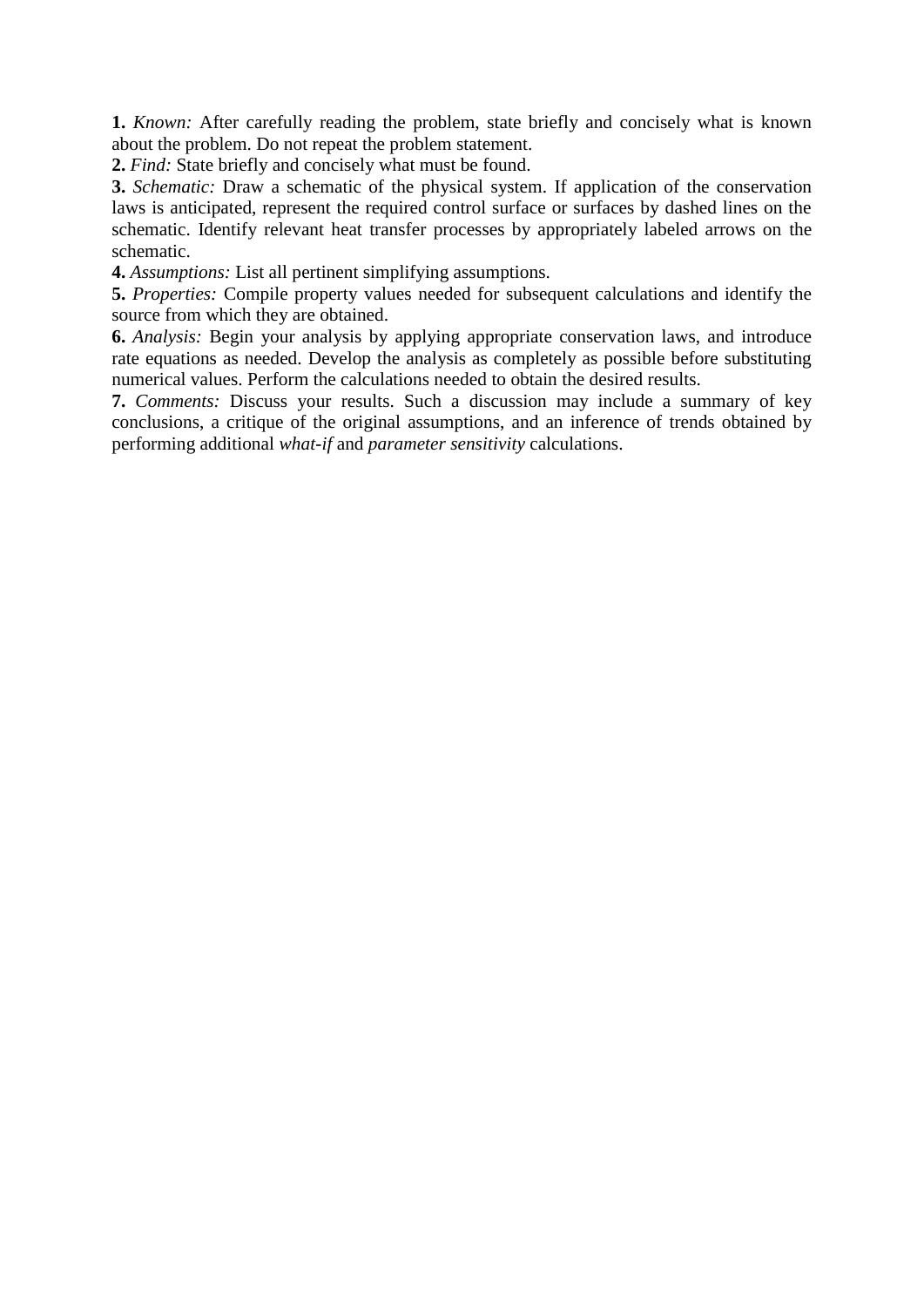**1.** *Known:* After carefully reading the problem, state briefly and concisely what is known about the problem. Do not repeat the problem statement.
**2.** *Find:* State briefly and concisely what must be found.
**3.** *Schematic:* Draw a schematic of the physical system. If application of the conservation laws is anticipated, represent the required control surface or surfaces by dashed lines on the schematic. Identify relevant heat transfer processes by appropriately labeled arrows on the schematic.
**4.** *Assumptions:* List all pertinent simplifying assumptions.
**5.** *Properties:* Compile property values needed for subsequent calculations and identify the source from which they are obtained.
**6.** *Analysis:* Begin your analysis by applying appropriate conservation laws, and introduce rate equations as needed. Develop the analysis as completely as possible before substituting numerical values. Perform the calculations needed to obtain the desired results.
**7.** *Comments:* Discuss your results. Such a discussion may include a summary of key conclusions, a critique of the original assumptions, and an inference of trends obtained by performing additional *what-if* and *parameter sensitivity* calculations.